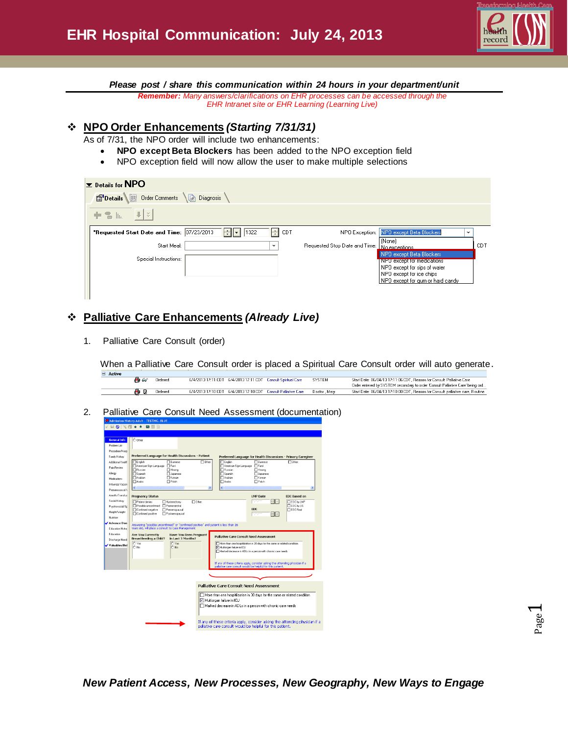# EHR Hospital Communication: July 24, 2013

***Please post / share this communication within 24 hours in your department/unit***

***Remember:*** *Many answers/clarifications on EHR processes can be accessed through the EHR Intranet site or EHR Learning (Learning Live)*

## ❖ NPO Order Enhancements *(Starting 7/31/31)*

As of 7/31, the NPO order will include two enhancements:

- **NPO except Beta Blockers** has been added to the NPO exception field
- NPO exception field will now allow the user to make multiple selections

## ❖ Palliative Care Enhancements *(Already Live)*

1. Palliative Care Consult (order)

When a Palliative Care Consult order is placed a Spiritual Care Consult order will auto generate.

2. Palliative Care Consult Need Assessment (documentation)

*New Patient Access, New Processes, New Geography, New Ways to Engage*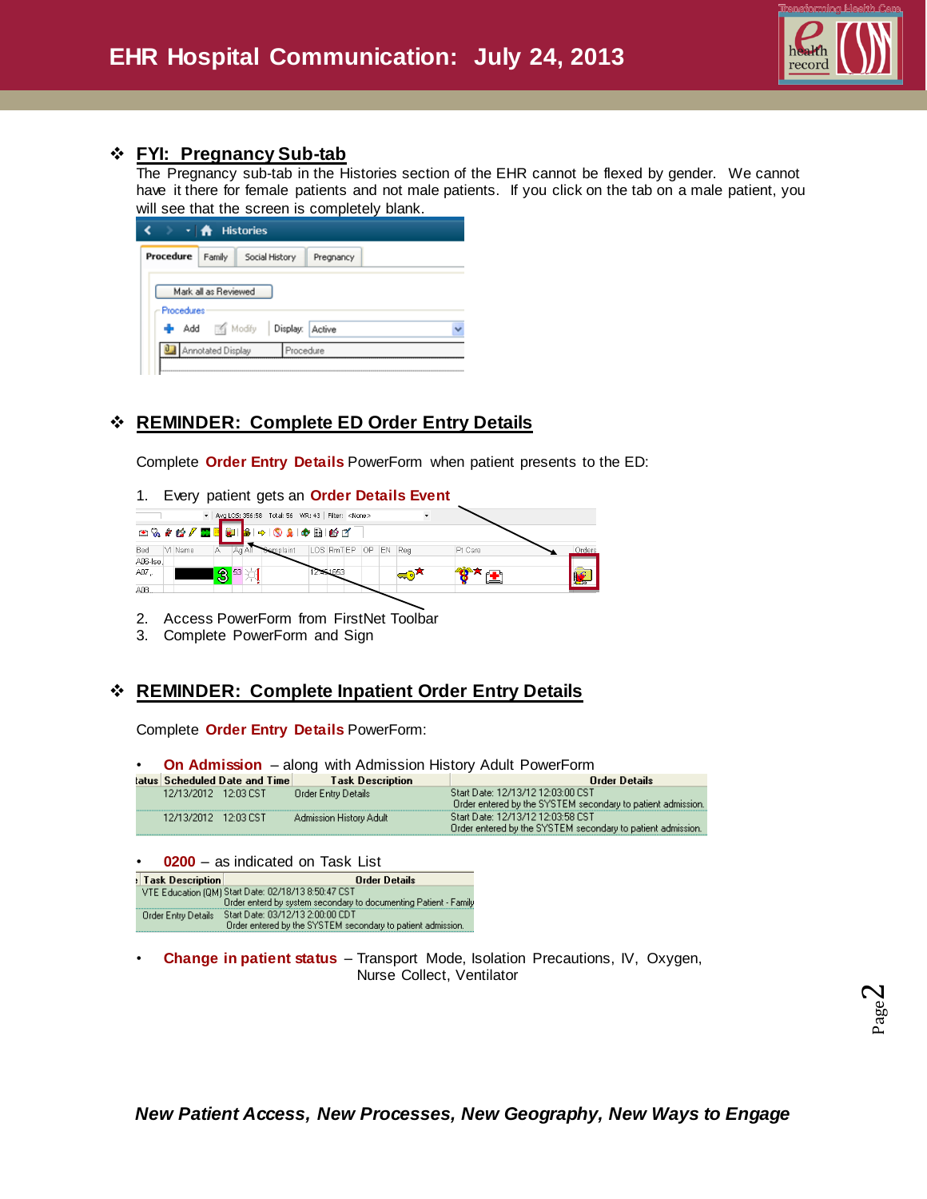# EHR Hospital Communication: July 24, 2013

## ❖ FYI: Pregnancy Sub-tab

The Pregnancy sub-tab in the Histories section of the EHR cannot be flexed by gender. We cannot have it there for female patients and not male patients. If you click on the tab on a male patient, you will see that the screen is completely blank.

## ❖ REMINDER: Complete ED Order Entry Details

Complete **Order Entry Details** PowerForm when patient presents to the ED:

1. Every patient gets an **Order Details Event**
2. Access PowerForm from FirstNet Toolbar
3. Complete PowerForm and Sign

## ❖ REMINDER: Complete Inpatient Order Entry Details

Complete **Order Entry Details** PowerForm:

- **On Admission** – along with Admission History Adult PowerForm

| Status | Scheduled Date and Time | Task Description | Order Details |
|---|---|---|---|
| | 12/13/2012 12:03 CST | Order Entry Details | Start Date: 12/13/12 12:03:00 CST Order entered by the SYSTEM secondary to patient admission. |
| | 12/13/2012 12:03 CST | Admission History Adult | Start Date: 12/13/12 12:03:58 CST Order entered by the SYSTEM secondary to patient admission. |

- **0200** – as indicated on Task List

| Task Description | Order Details |
|---|---|
| VTE Education (QM) | Start Date: 02/18/13 8:50:47 CST Order enterd by system secondary to documenting Patient - Family |
| Order Entry Details | Start Date: 03/12/13 2:00:00 CDT Order entered by the SYSTEM secondary to patient admission. |

- **Change in patient status** – Transport Mode, Isolation Precautions, IV, Oxygen, Nurse Collect, Ventilator

*New Patient Access, New Processes, New Geography, New Ways to Engage*